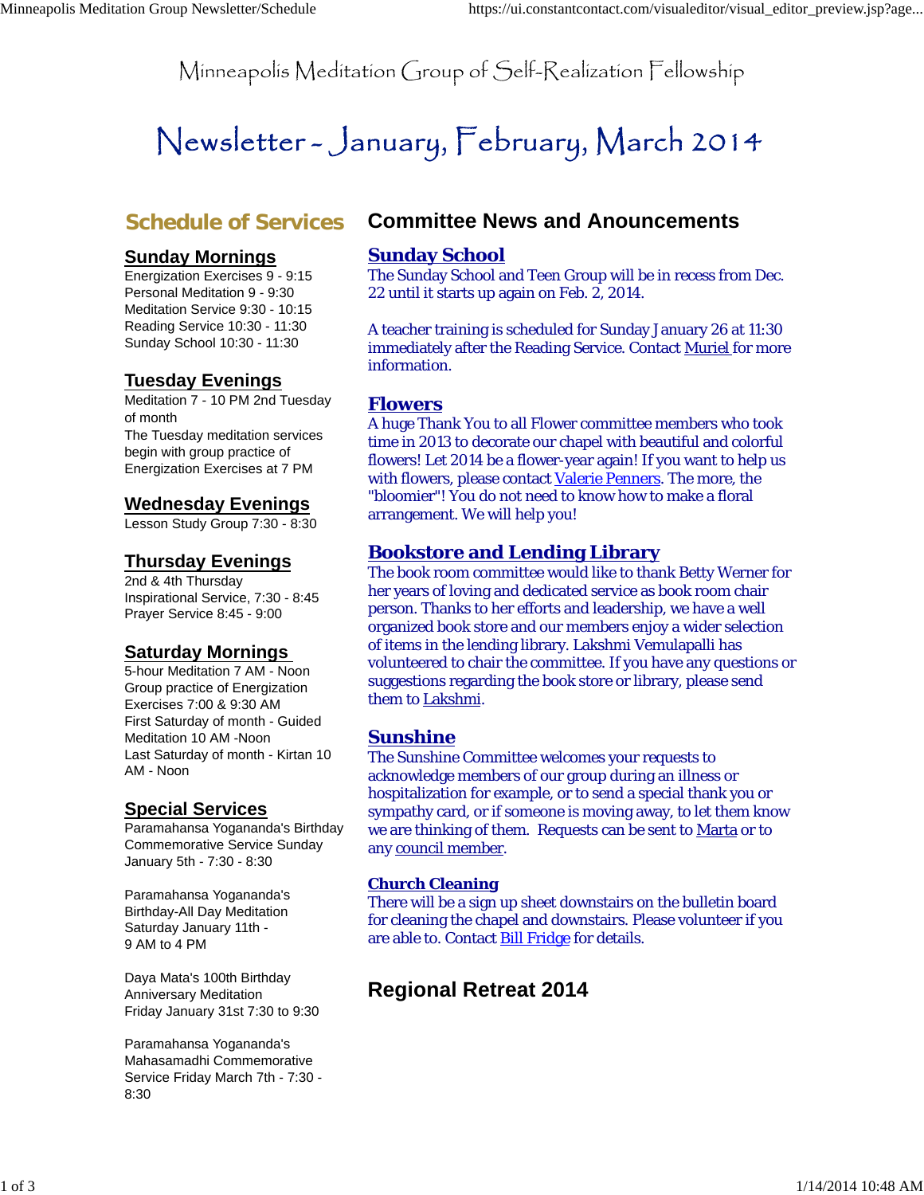# Minneapolis Meditation Group of Self-Realization Fellowship

# Newsletter - January, February, March 2014

## Schedule of Services

### Sunday Mornings

Energization Exercises 9 - 9:15
Personal Meditation 9 - 9:30
Meditation Service 9:30 - 10:15
Reading Service 10:30 - 11:30
Sunday School 10:30 - 11:30

### Tuesday Evenings

Meditation 7 - 10 PM 2nd Tuesday of month
The Tuesday meditation services begin with group practice of Energization Exercises at 7 PM

### Wednesday Evenings

Lesson Study Group 7:30 - 8:30

### Thursday Evenings

2nd & 4th Thursday
Inspirational Service, 7:30 - 8:45
Prayer Service 8:45 - 9:00

### Saturday Mornings

5-hour Meditation 7 AM - Noon
Group practice of Energization Exercises 7:00 & 9:30 AM
First Saturday of month - Guided Meditation 10 AM -Noon
Last Saturday of month - Kirtan 10 AM - Noon

### Special Services

Paramahansa Yogananda's Birthday Commemorative Service Sunday January 5th - 7:30 - 8:30

Paramahansa Yogananda's Birthday-All Day Meditation Saturday January 11th - 9 AM to 4 PM

Daya Mata's 100th Birthday Anniversary Meditation Friday January 31st 7:30 to 9:30

Paramahansa Yogananda's Mahasamadhi Commemorative Service Friday March 7th - 7:30 - 8:30

## Committee News and Anouncements

### Sunday School

The Sunday School and Teen Group will be in recess from Dec. 22 until it starts up again on Feb. 2, 2014.

A teacher training is scheduled for Sunday January 26 at 11:30 immediately after the Reading Service. Contact Muriel for more information.

### Flowers

A huge Thank You to all Flower committee members who took time in 2013 to decorate our chapel with beautiful and colorful flowers! Let 2014 be a flower-year again! If you want to help us with flowers, please contact Valerie Penners. The more, the "bloomier"! You do not need to know how to make a floral arrangement. We will help you!

### Bookstore and Lending Library

The book room committee would like to thank Betty Werner for her years of loving and dedicated service as book room chair person. Thanks to her efforts and leadership, we have a well organized book store and our members enjoy a wider selection of items in the lending library. Lakshmi Vemulapalli has volunteered to chair the committee. If you have any questions or suggestions regarding the book store or library, please send them to Lakshmi.

### Sunshine

The Sunshine Committee welcomes your requests to acknowledge members of our group during an illness or hospitalization for example, or to send a special thank you or sympathy card, or if someone is moving away, to let them know we are thinking of them. Requests can be sent to Marta or to any council member.

### Church Cleaning

There will be a sign up sheet downstairs on the bulletin board for cleaning the chapel and downstairs. Please volunteer if you are able to. Contact Bill Fridge for details.

## Regional Retreat 2014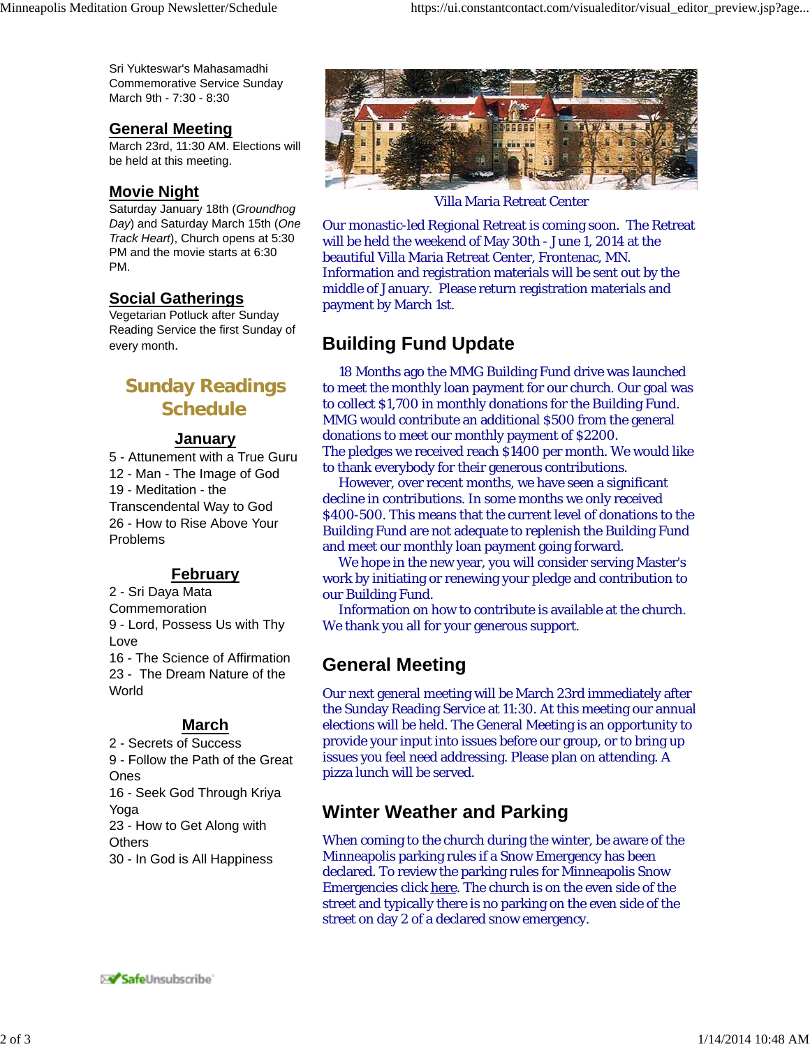Sri Yukteswar's Mahasamadhi Commemorative Service Sunday March 9th - 7:30 - 8:30

## General Meeting

March 23rd, 11:30 AM. Elections will be held at this meeting.

## Movie Night

Saturday January 18th (*Groundhog Day*) and Saturday March 15th (*One Track Heart*), Church opens at 5:30 PM and the movie starts at 6:30 PM.

## Social Gatherings

Vegetarian Potluck after Sunday Reading Service the first Sunday of every month.

## Sunday Readings Schedule

### January

5 - Attunement with a True Guru
12 - Man - The Image of God
19 - Meditation - the Transcendental Way to God
26 - How to Rise Above Your Problems

### February

2 - Sri Daya Mata Commemoration
9 - Lord, Possess Us with Thy Love
16 - The Science of Affirmation
23 - The Dream Nature of the World

### March

2 - Secrets of Success
9 - Follow the Path of the Great Ones
16 - Seek God Through Kriya Yoga
23 - How to Get Along with Others
30 - In God is All Happiness

Villa Maria Retreat Center

Our monastic-led Regional Retreat is coming soon. The Retreat will be held the weekend of May 30th - June 1, 2014 at the beautiful Villa Maria Retreat Center, Frontenac, MN. Information and registration materials will be sent out by the middle of January. Please return registration materials and payment by March 1st.

## Building Fund Update

18 Months ago the MMG Building Fund drive was launched to meet the monthly loan payment for our church. Our goal was to collect $1,700 in monthly donations for the Building Fund. MMG would contribute an additional $500 from the general donations to meet our monthly payment of $2200.
The pledges we received reach $1400 per month. We would like to thank everybody for their generous contributions.

However, over recent months, we have seen a significant decline in contributions. In some months we only received $400-500. This means that the current level of donations to the Building Fund are not adequate to replenish the Building Fund and meet our monthly loan payment going forward.

We hope in the new year, you will consider serving Master's work by initiating or renewing your pledge and contribution to our Building Fund.

Information on how to contribute is available at the church. We thank you all for your generous support.

## General Meeting

Our next general meeting will be March 23rd immediately after the Sunday Reading Service at 11:30. At this meeting our annual elections will be held. The General Meeting is an opportunity to provide your input into issues before our group, or to bring up issues you feel need addressing. Please plan on attending. A pizza lunch will be served.

## Winter Weather and Parking

When coming to the church during the winter, be aware of the Minneapolis parking rules if a Snow Emergency has been declared. To review the parking rules for Minneapolis Snow Emergencies click here. The church is on the even side of the street and typically there is no parking on the even side of the street on day 2 of a declared snow emergency.

SafeUnsubscribe